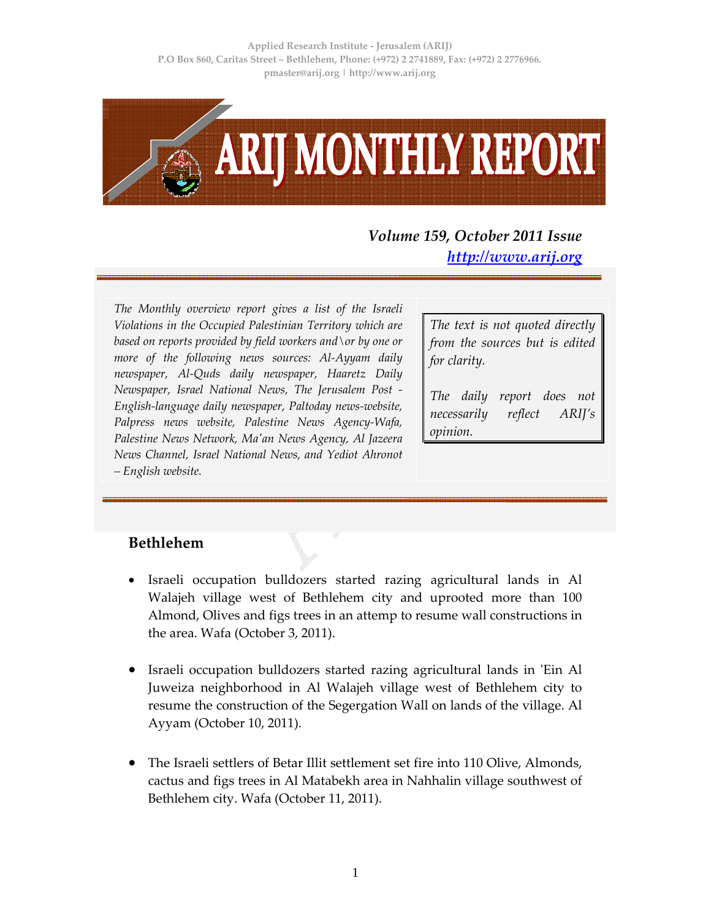Applied Research Institute - Jerusalem (ARIJ)
P.O Box 860, Caritas Street – Bethlehem, Phone: (+972) 2 2741889, Fax: (+972) 2 2776966.
pmaster@arij.org | http://www.arij.org

# ARIJ MONTHLY REPORT

***Volume 159, October 2011 Issue***
***[http://www.arij.org](http://www.arij.org)***

*The Monthly overview report gives a list of the Israeli Violations in the Occupied Palestinian Territory which are based on reports provided by field workers and\or by one or more of the following news sources: Al-Ayyam daily newspaper, Al-Quds daily newspaper, Haaretz Daily Newspaper, Israel National News, The Jerusalem Post - English-language daily newspaper, Paltoday news-website, Palpress news website, Palestine News Agency-Wafa, Palestine News Network, Ma'an News Agency, Al Jazeera News Channel, Israel National News, and Yediot Ahronot – English website.*

*The text is not quoted directly from the sources but is edited for clarity.*

*The daily report does not necessarily reflect ARIJ's opinion.*

## Bethlehem

- Israeli occupation bulldozers started razing agricultural lands in Al Walajeh village west of Bethlehem city and uprooted more than 100 Almond, Olives and figs trees in an attemp to resume wall constructions in the area. Wafa (October 3, 2011).

- Israeli occupation bulldozers started razing agricultural lands in 'Ein Al Juweiza neighborhood in Al Walajeh village west of Bethlehem city to resume the construction of the Segergation Wall on lands of the village. Al Ayyam (October 10, 2011).

- The Israeli settlers of Betar Illit settlement set fire into 110 Olive, Almonds, cactus and figs trees in Al Matabekh area in Nahhalin village southwest of Bethlehem city. Wafa (October 11, 2011).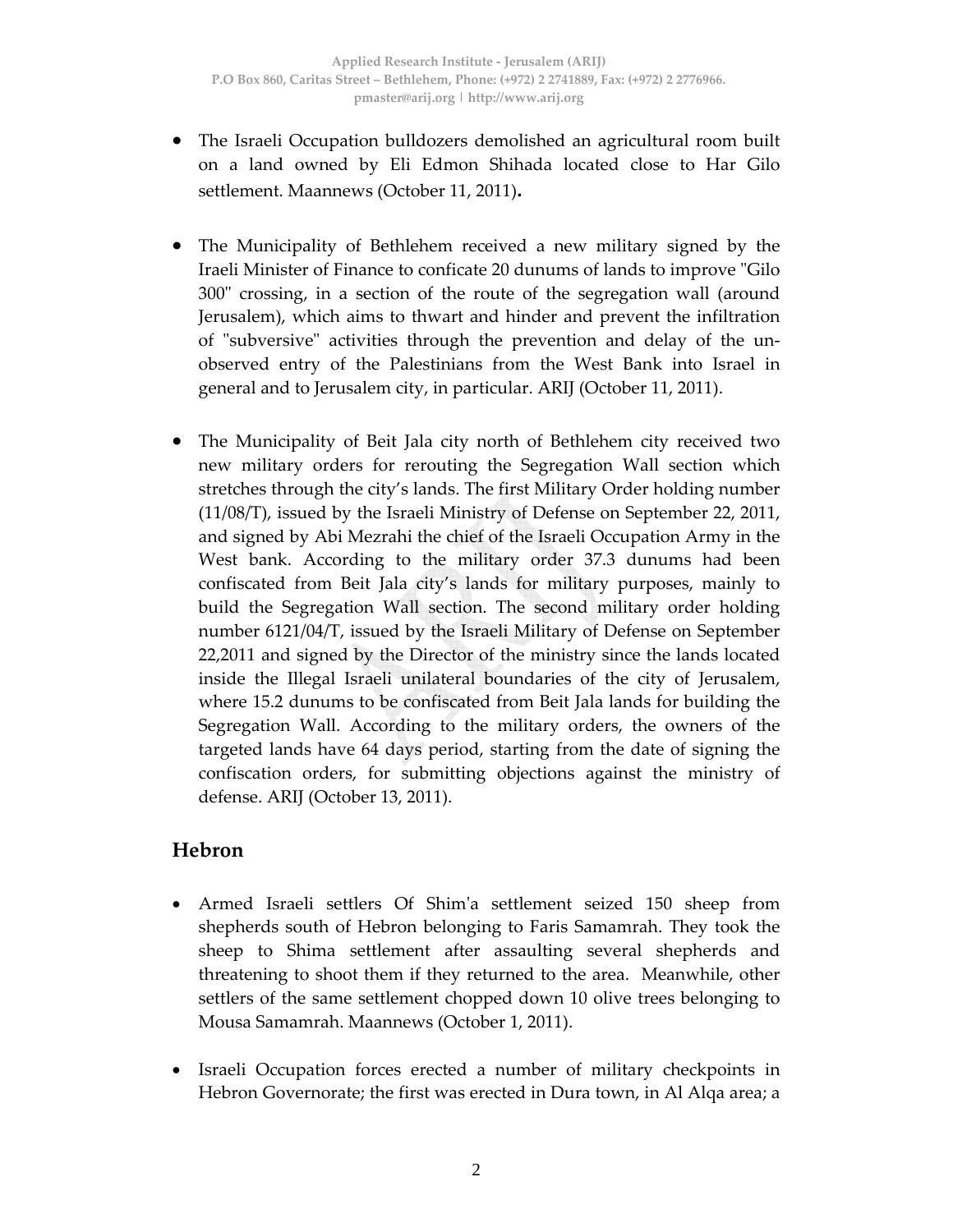- The Israeli Occupation bulldozers demolished an agricultural room built on a land owned by Eli Edmon Shihada located close to Har Gilo settlement. Maannews (October 11, 2011)**.**

- The Municipality of Bethlehem received a new military signed by the Iraeli Minister of Finance to conficate 20 dunums of lands to improve "Gilo 300" crossing, in a section of the route of the segregation wall (around Jerusalem), which aims to thwart and hinder and prevent the infiltration of "subversive" activities through the prevention and delay of the un-observed entry of the Palestinians from the West Bank into Israel in general and to Jerusalem city, in particular. ARIJ (October 11, 2011).

- The Municipality of Beit Jala city north of Bethlehem city received two new military orders for rerouting the Segregation Wall section which stretches through the city's lands. The first Military Order holding number (11/08/T), issued by the Israeli Ministry of Defense on September 22, 2011, and signed by Abi Mezrahi the chief of the Israeli Occupation Army in the West bank. According to the military order 37.3 dunums had been confiscated from Beit Jala city's lands for military purposes, mainly to build the Segregation Wall section. The second military order holding number 6121/04/T, issued by the Israeli Military of Defense on September 22,2011 and signed by the Director of the ministry since the lands located inside the Illegal Israeli unilateral boundaries of the city of Jerusalem, where 15.2 dunums to be confiscated from Beit Jala lands for building the Segregation Wall. According to the military orders, the owners of the targeted lands have 64 days period, starting from the date of signing the confiscation orders, for submitting objections against the ministry of defense. ARIJ (October 13, 2011).

## Hebron

- Armed Israeli settlers Of Shim'a settlement seized 150 sheep from shepherds south of Hebron belonging to Faris Samamrah. They took the sheep to Shima settlement after assaulting several shepherds and threatening to shoot them if they returned to the area. Meanwhile, other settlers of the same settlement chopped down 10 olive trees belonging to Mousa Samamrah. Maannews (October 1, 2011).

- Israeli Occupation forces erected a number of military checkpoints in Hebron Governorate; the first was erected in Dura town, in Al Alqa area; a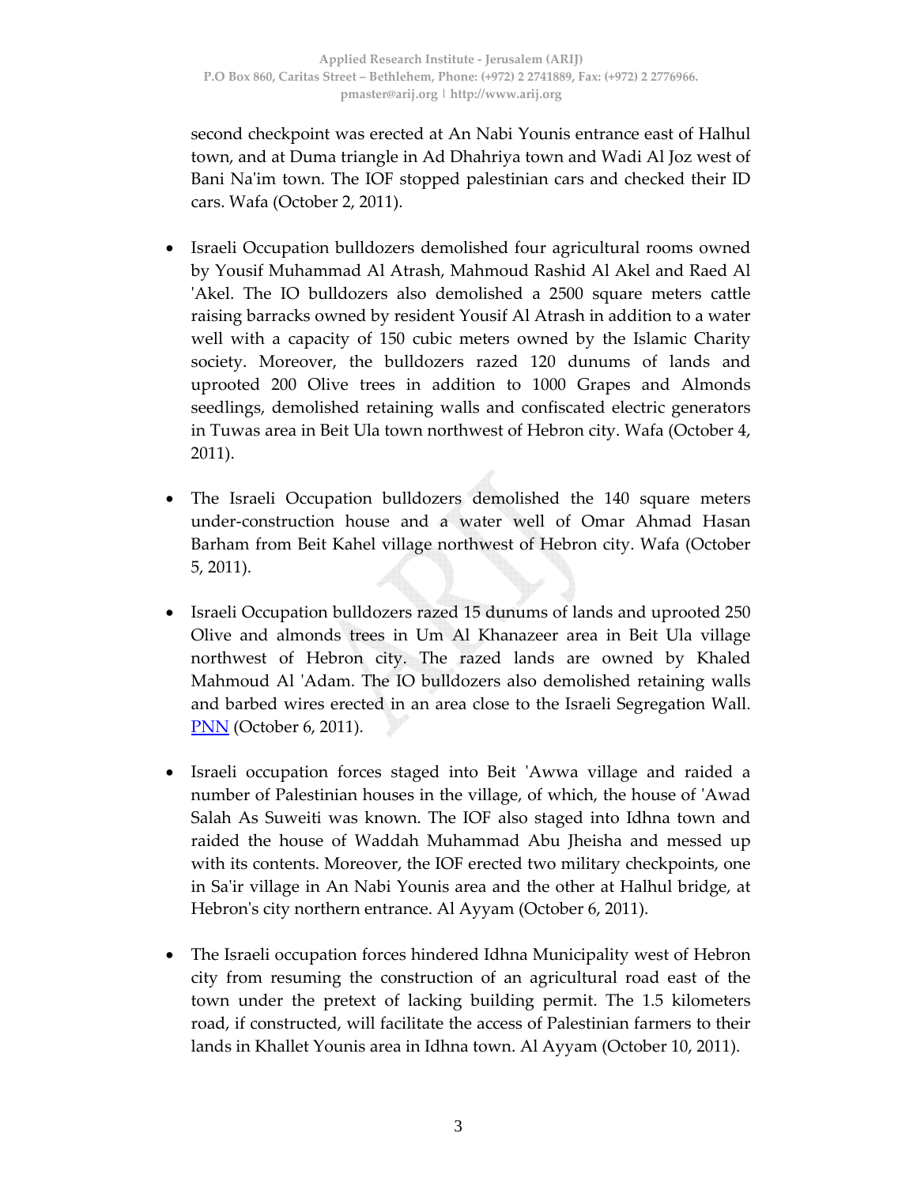second checkpoint was erected at An Nabi Younis entrance east of Halhul town, and at Duma triangle in Ad Dhahriya town and Wadi Al Joz west of Bani Na'im town. The IOF stopped palestinian cars and checked their ID cars. Wafa (October 2, 2011).

- Israeli Occupation bulldozers demolished four agricultural rooms owned by Yousif Muhammad Al Atrash, Mahmoud Rashid Al Akel and Raed Al 'Akel. The IO bulldozers also demolished a 2500 square meters cattle raising barracks owned by resident Yousif Al Atrash in addition to a water well with a capacity of 150 cubic meters owned by the Islamic Charity society. Moreover, the bulldozers razed 120 dunums of lands and uprooted 200 Olive trees in addition to 1000 Grapes and Almonds seedlings, demolished retaining walls and confiscated electric generators in Tuwas area in Beit Ula town northwest of Hebron city. Wafa (October 4, 2011).

- The Israeli Occupation bulldozers demolished the 140 square meters under-construction house and a water well of Omar Ahmad Hasan Barham from Beit Kahel village northwest of Hebron city. Wafa (October 5, 2011).

- Israeli Occupation bulldozers razed 15 dunums of lands and uprooted 250 Olive and almonds trees in Um Al Khanazeer area in Beit Ula village northwest of Hebron city. The razed lands are owned by Khaled Mahmoud Al 'Adam. The IO bulldozers also demolished retaining walls and barbed wires erected in an area close to the Israeli Segregation Wall. PNN (October 6, 2011).

- Israeli occupation forces staged into Beit 'Awwa village and raided a number of Palestinian houses in the village, of which, the house of 'Awad Salah As Suweiti was known. The IOF also staged into Idhna town and raided the house of Waddah Muhammad Abu Jheisha and messed up with its contents. Moreover, the IOF erected two military checkpoints, one in Sa'ir village in An Nabi Younis area and the other at Halhul bridge, at Hebron's city northern entrance. Al Ayyam (October 6, 2011).

- The Israeli occupation forces hindered Idhna Municipality west of Hebron city from resuming the construction of an agricultural road east of the town under the pretext of lacking building permit. The 1.5 kilometers road, if constructed, will facilitate the access of Palestinian farmers to their lands in Khallet Younis area in Idhna town. Al Ayyam (October 10, 2011).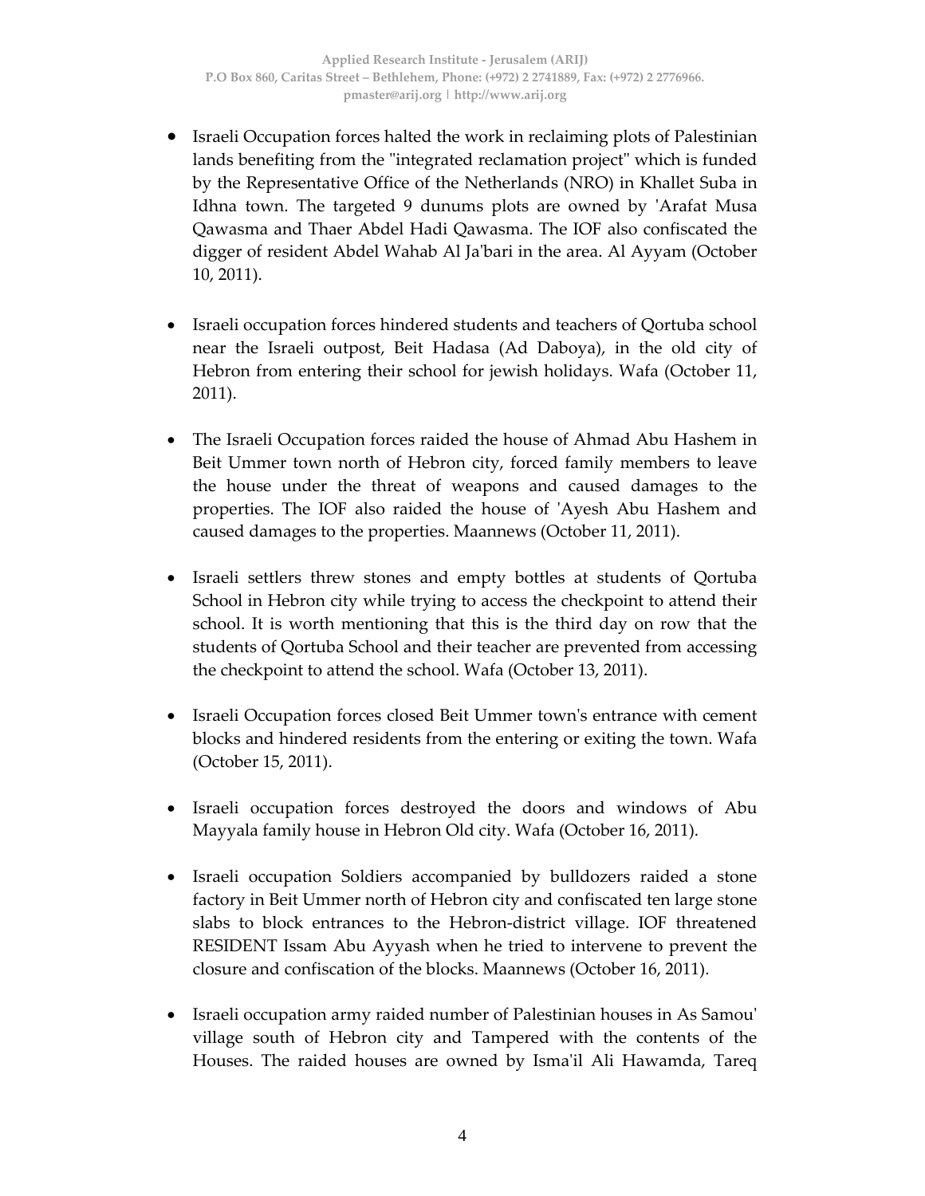- Israeli Occupation forces halted the work in reclaiming plots of Palestinian lands benefiting from the "integrated reclamation project" which is funded by the Representative Office of the Netherlands (NRO) in Khallet Suba in Idhna town. The targeted 9 dunums plots are owned by 'Arafat Musa Qawasma and Thaer Abdel Hadi Qawasma. The IOF also confiscated the digger of resident Abdel Wahab Al Ja'bari in the area. Al Ayyam (October 10, 2011).

- Israeli occupation forces hindered students and teachers of Qortuba school near the Israeli outpost, Beit Hadasa (Ad Daboya), in the old city of Hebron from entering their school for jewish holidays. Wafa (October 11, 2011).

- The Israeli Occupation forces raided the house of Ahmad Abu Hashem in Beit Ummer town north of Hebron city, forced family members to leave the house under the threat of weapons and caused damages to the properties. The IOF also raided the house of 'Ayesh Abu Hashem and caused damages to the properties. Maannews (October 11, 2011).

- Israeli settlers threw stones and empty bottles at students of Qortuba School in Hebron city while trying to access the checkpoint to attend their school. It is worth mentioning that this is the third day on row that the students of Qortuba School and their teacher are prevented from accessing the checkpoint to attend the school. Wafa (October 13, 2011).

- Israeli Occupation forces closed Beit Ummer town's entrance with cement blocks and hindered residents from the entering or exiting the town. Wafa (October 15, 2011).

- Israeli occupation forces destroyed the doors and windows of Abu Mayyala family house in Hebron Old city. Wafa (October 16, 2011).

- Israeli occupation Soldiers accompanied by bulldozers raided a stone factory in Beit Ummer north of Hebron city and confiscated ten large stone slabs to block entrances to the Hebron-district village. IOF threatened RESIDENT Issam Abu Ayyash when he tried to intervene to prevent the closure and confiscation of the blocks. Maannews (October 16, 2011).

- Israeli occupation army raided number of Palestinian houses in As Samou' village south of Hebron city and Tampered with the contents of the Houses. The raided houses are owned by Isma'il Ali Hawamda, Tareq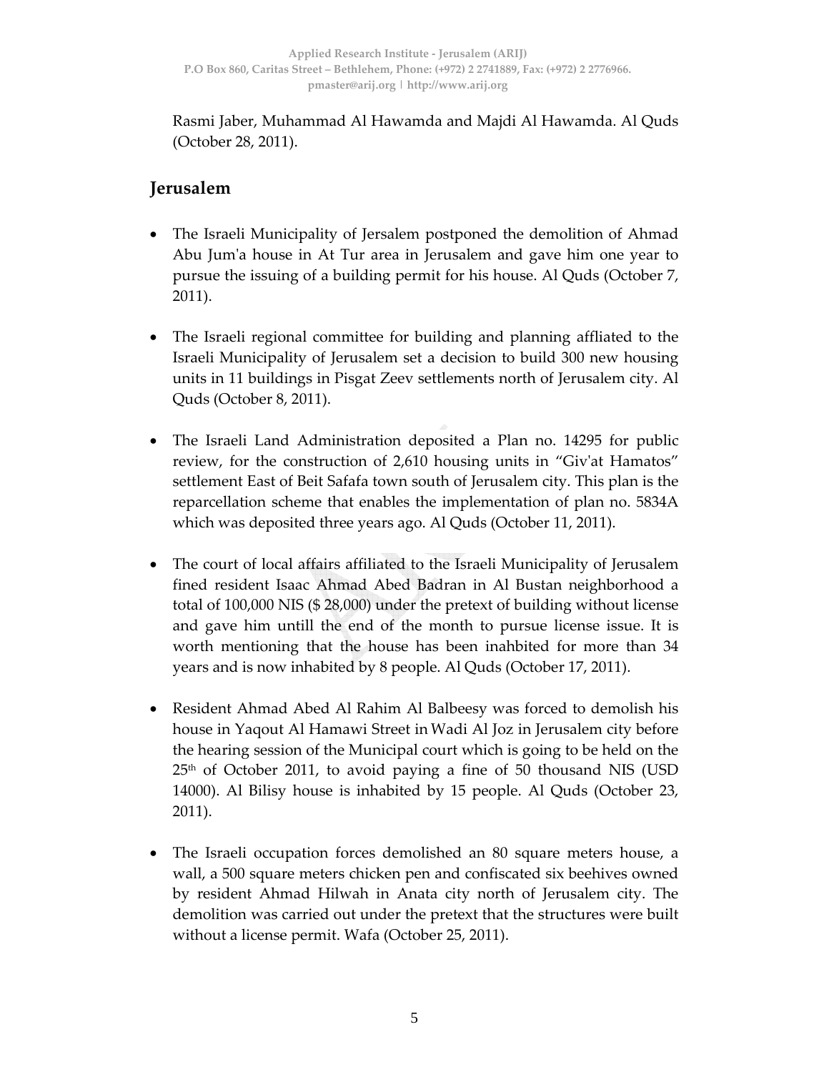Rasmi Jaber, Muhammad Al Hawamda and Majdi Al Hawamda. Al Quds (October 28, 2011).

## Jerusalem

- The Israeli Municipality of Jersalem postponed the demolition of Ahmad Abu Jum'a house in At Tur area in Jerusalem and gave him one year to pursue the issuing of a building permit for his house. Al Quds (October 7, 2011).

- The Israeli regional committee for building and planning affliated to the Israeli Municipality of Jerusalem set a decision to build 300 new housing units in 11 buildings in Pisgat Zeev settlements north of Jerusalem city. Al Quds (October 8, 2011).

- The Israeli Land Administration deposited a Plan no. 14295 for public review, for the construction of 2,610 housing units in "Giv'at Hamatos" settlement East of Beit Safafa town south of Jerusalem city. This plan is the reparcellation scheme that enables the implementation of plan no. 5834A which was deposited three years ago. Al Quds (October 11, 2011).

- The court of local affairs affiliated to the Israeli Municipality of Jerusalem fined resident Isaac Ahmad Abed Badran in Al Bustan neighborhood a total of 100,000 NIS ($ 28,000) under the pretext of building without license and gave him untill the end of the month to pursue license issue. It is worth mentioning that the house has been inahbited for more than 34 years and is now inhabited by 8 people. Al Quds (October 17, 2011).

- Resident Ahmad Abed Al Rahim Al Balbeesy was forced to demolish his house in Yaqout Al Hamawi Street in Wadi Al Joz in Jerusalem city before the hearing session of the Municipal court which is going to be held on the 25th of October 2011, to avoid paying a fine of 50 thousand NIS (USD 14000). Al Bilisy house is inhabited by 15 people. Al Quds (October 23, 2011).

- The Israeli occupation forces demolished an 80 square meters house, a wall, a 500 square meters chicken pen and confiscated six beehives owned by resident Ahmad Hilwah in Anata city north of Jerusalem city. The demolition was carried out under the pretext that the structures were built without a license permit. Wafa (October 25, 2011).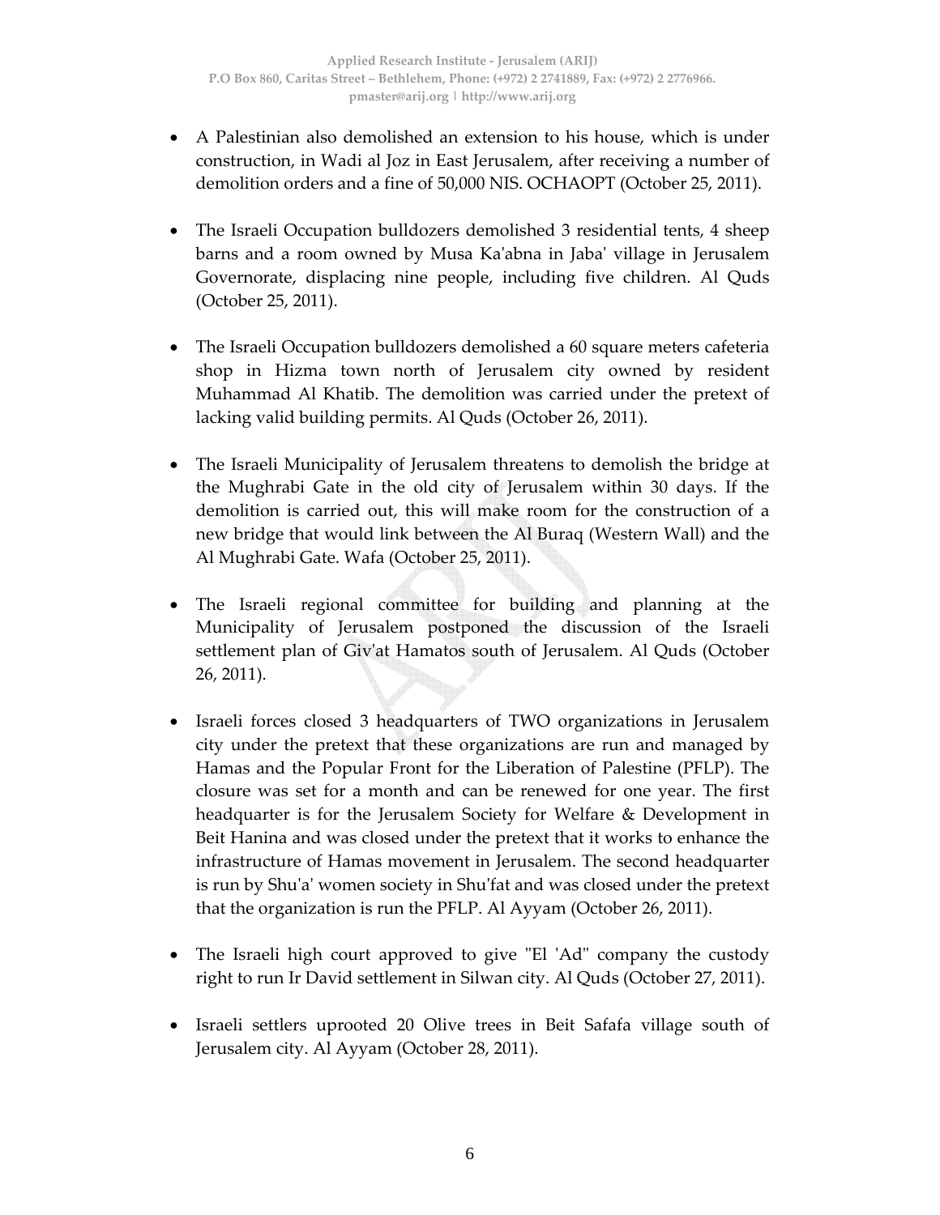- A Palestinian also demolished an extension to his house, which is under construction, in Wadi al Joz in East Jerusalem, after receiving a number of demolition orders and a fine of 50,000 NIS. OCHAOPT (October 25, 2011).

- The Israeli Occupation bulldozers demolished 3 residential tents, 4 sheep barns and a room owned by Musa Ka'abna in Jaba' village in Jerusalem Governorate, displacing nine people, including five children. Al Quds (October 25, 2011).

- The Israeli Occupation bulldozers demolished a 60 square meters cafeteria shop in Hizma town north of Jerusalem city owned by resident Muhammad Al Khatib. The demolition was carried under the pretext of lacking valid building permits. Al Quds (October 26, 2011).

- The Israeli Municipality of Jerusalem threatens to demolish the bridge at the Mughrabi Gate in the old city of Jerusalem within 30 days. If the demolition is carried out, this will make room for the construction of a new bridge that would link between the Al Buraq (Western Wall) and the Al Mughrabi Gate. Wafa (October 25, 2011).

- The Israeli regional committee for building and planning at the Municipality of Jerusalem postponed the discussion of the Israeli settlement plan of Giv'at Hamatos south of Jerusalem. Al Quds (October 26, 2011).

- Israeli forces closed 3 headquarters of TWO organizations in Jerusalem city under the pretext that these organizations are run and managed by Hamas and the Popular Front for the Liberation of Palestine (PFLP). The closure was set for a month and can be renewed for one year. The first headquarter is for the Jerusalem Society for Welfare & Development in Beit Hanina and was closed under the pretext that it works to enhance the infrastructure of Hamas movement in Jerusalem. The second headquarter is run by Shu'a' women society in Shu'fat and was closed under the pretext that the organization is run the PFLP. Al Ayyam (October 26, 2011).

- The Israeli high court approved to give "El 'Ad" company the custody right to run Ir David settlement in Silwan city. Al Quds (October 27, 2011).

- Israeli settlers uprooted 20 Olive trees in Beit Safafa village south of Jerusalem city. Al Ayyam (October 28, 2011).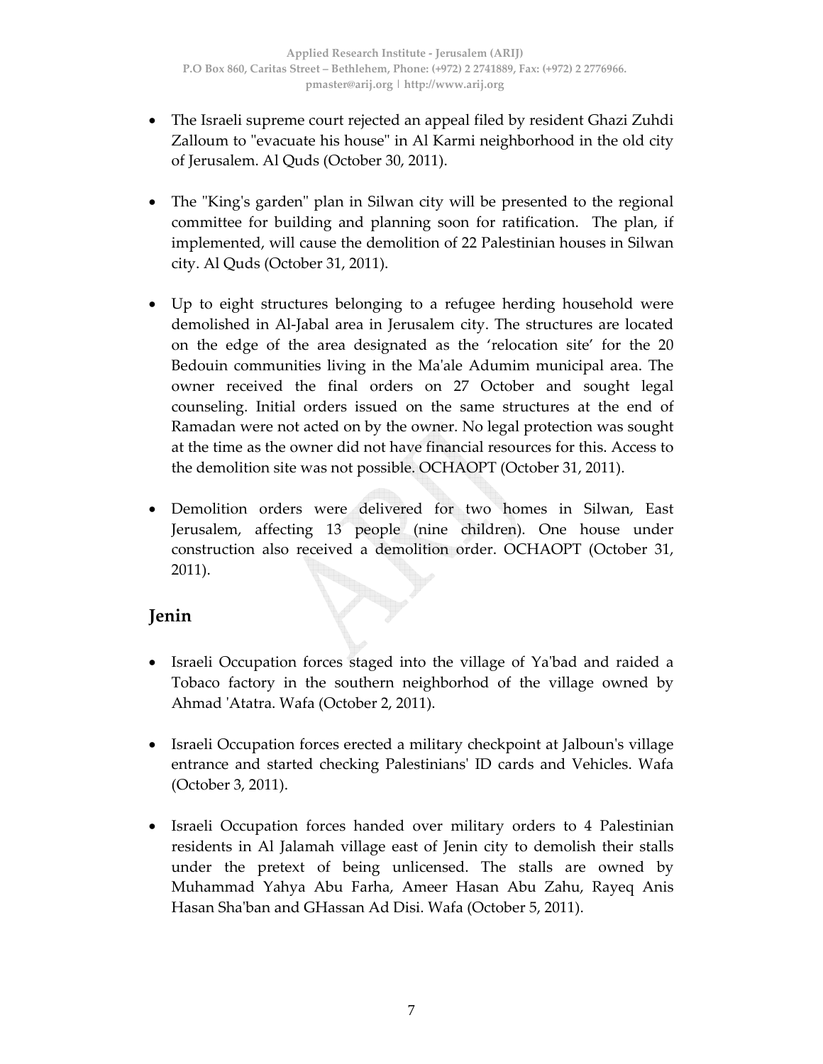- The Israeli supreme court rejected an appeal filed by resident Ghazi Zuhdi Zalloum to "evacuate his house" in Al Karmi neighborhood in the old city of Jerusalem. Al Quds (October 30, 2011).

- The "King's garden" plan in Silwan city will be presented to the regional committee for building and planning soon for ratification. The plan, if implemented, will cause the demolition of 22 Palestinian houses in Silwan city. Al Quds (October 31, 2011).

- Up to eight structures belonging to a refugee herding household were demolished in Al-Jabal area in Jerusalem city. The structures are located on the edge of the area designated as the 'relocation site' for the 20 Bedouin communities living in the Ma'ale Adumim municipal area. The owner received the final orders on 27 October and sought legal counseling. Initial orders issued on the same structures at the end of Ramadan were not acted on by the owner. No legal protection was sought at the time as the owner did not have financial resources for this. Access to the demolition site was not possible. OCHAOPT (October 31, 2011).

- Demolition orders were delivered for two homes in Silwan, East Jerusalem, affecting 13 people (nine children). One house under construction also received a demolition order. OCHAOPT (October 31, 2011).

## Jenin

- Israeli Occupation forces staged into the village of Ya'bad and raided a Tobaco factory in the southern neighborhod of the village owned by Ahmad 'Atatra. Wafa (October 2, 2011).

- Israeli Occupation forces erected a military checkpoint at Jalboun's village entrance and started checking Palestinians' ID cards and Vehicles. Wafa (October 3, 2011).

- Israeli Occupation forces handed over military orders to 4 Palestinian residents in Al Jalamah village east of Jenin city to demolish their stalls under the pretext of being unlicensed. The stalls are owned by Muhammad Yahya Abu Farha, Ameer Hasan Abu Zahu, Rayeq Anis Hasan Sha'ban and GHassan Ad Disi. Wafa (October 5, 2011).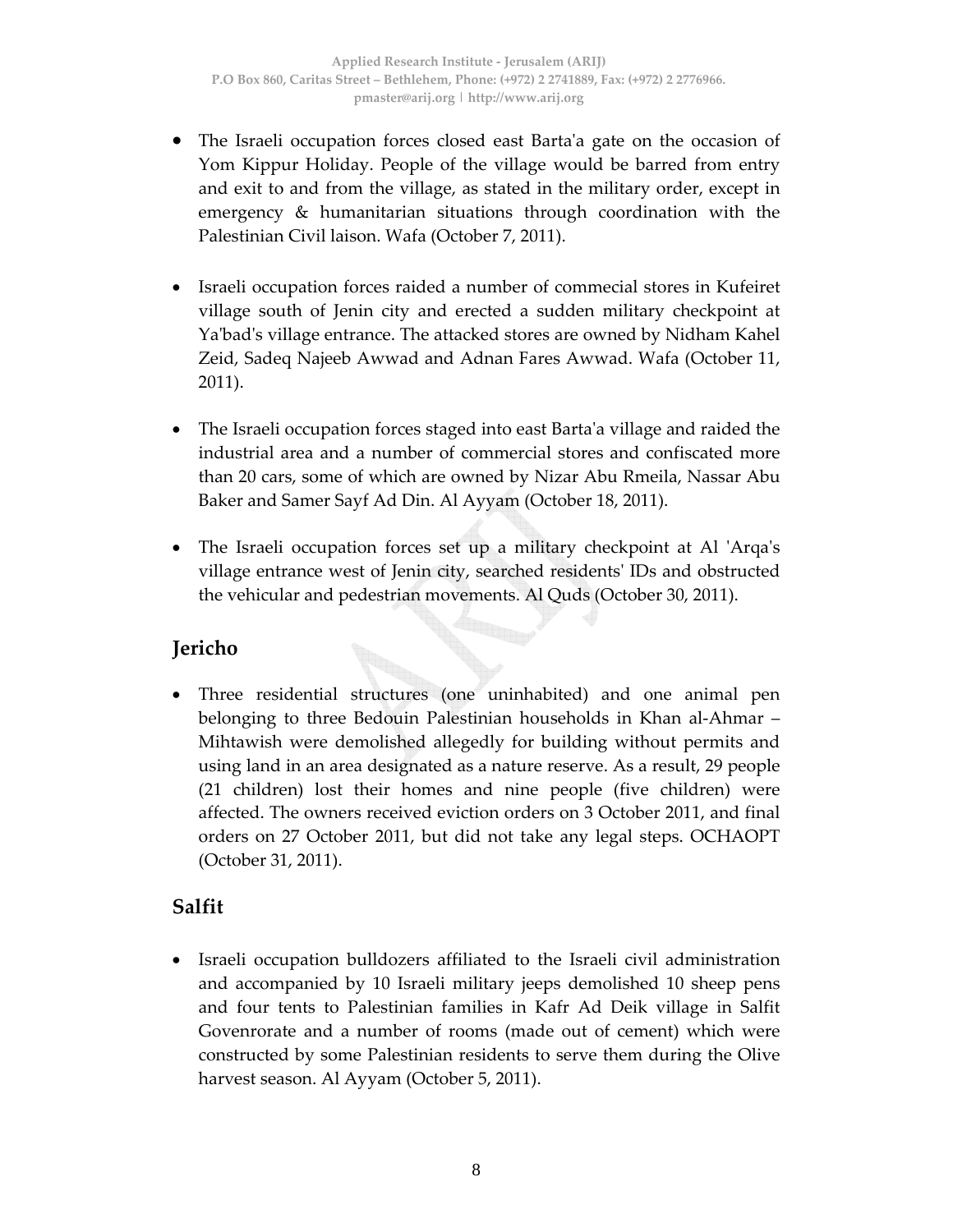- The Israeli occupation forces closed east Barta'a gate on the occasion of Yom Kippur Holiday. People of the village would be barred from entry and exit to and from the village, as stated in the military order, except in emergency & humanitarian situations through coordination with the Palestinian Civil laison. Wafa (October 7, 2011).

- Israeli occupation forces raided a number of commecial stores in Kufeiret village south of Jenin city and erected a sudden military checkpoint at Ya'bad's village entrance. The attacked stores are owned by Nidham Kahel Zeid, Sadeq Najeeb Awwad and Adnan Fares Awwad. Wafa (October 11, 2011).

- The Israeli occupation forces staged into east Barta'a village and raided the industrial area and a number of commercial stores and confiscated more than 20 cars, some of which are owned by Nizar Abu Rmeila, Nassar Abu Baker and Samer Sayf Ad Din. Al Ayyam (October 18, 2011).

- The Israeli occupation forces set up a military checkpoint at Al 'Arqa's village entrance west of Jenin city, searched residents' IDs and obstructed the vehicular and pedestrian movements. Al Quds (October 30, 2011).

## Jericho

- Three residential structures (one uninhabited) and one animal pen belonging to three Bedouin Palestinian households in Khan al-Ahmar – Mihtawish were demolished allegedly for building without permits and using land in an area designated as a nature reserve. As a result, 29 people (21 children) lost their homes and nine people (five children) were affected. The owners received eviction orders on 3 October 2011, and final orders on 27 October 2011, but did not take any legal steps. OCHAOPT (October 31, 2011).

## Salfit

- Israeli occupation bulldozers affiliated to the Israeli civil administration and accompanied by 10 Israeli military jeeps demolished 10 sheep pens and four tents to Palestinian families in Kafr Ad Deik village in Salfit Govenrorate and a number of rooms (made out of cement) which were constructed by some Palestinian residents to serve them during the Olive harvest season. Al Ayyam (October 5, 2011).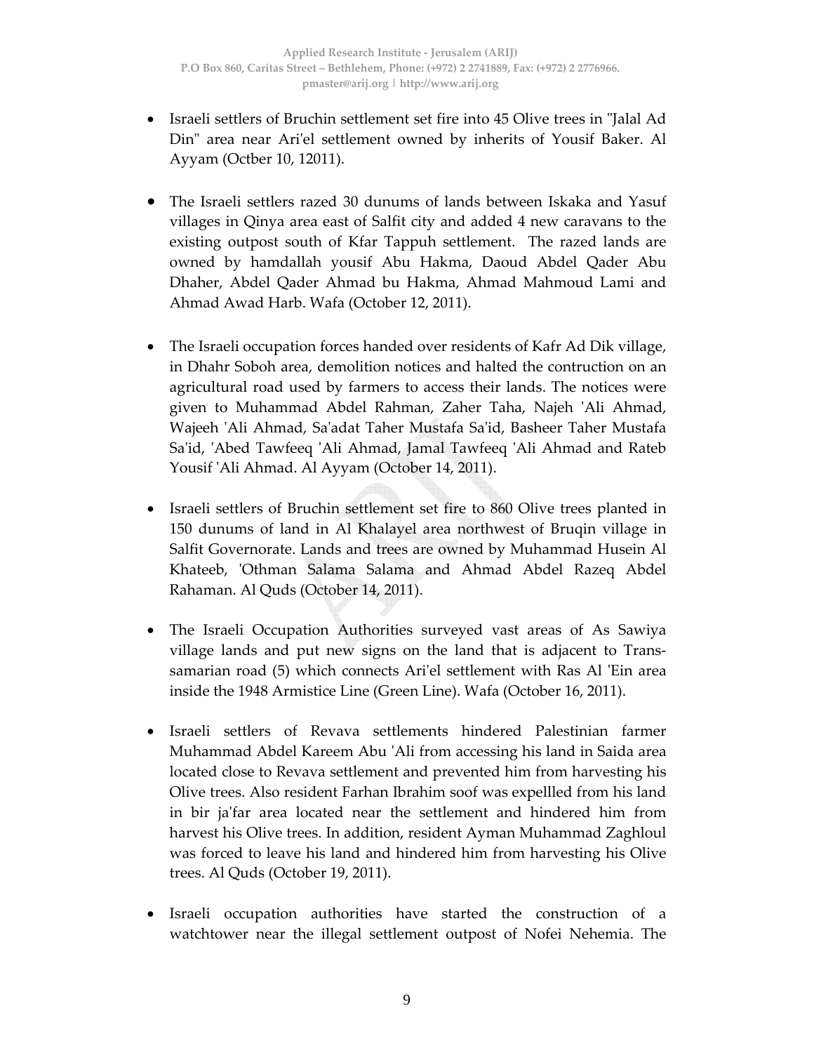- Israeli settlers of Bruchin settlement set fire into 45 Olive trees in "Jalal Ad Din" area near Ari'el settlement owned by inherits of Yousif Baker. Al Ayyam (Octber 10, 12011).

- The Israeli settlers razed 30 dunums of lands between Iskaka and Yasuf villages in Qinya area east of Salfit city and added 4 new caravans to the existing outpost south of Kfar Tappuh settlement. The razed lands are owned by hamdallah yousif Abu Hakma, Daoud Abdel Qader Abu Dhaher, Abdel Qader Ahmad bu Hakma, Ahmad Mahmoud Lami and Ahmad Awad Harb. Wafa (October 12, 2011).

- The Israeli occupation forces handed over residents of Kafr Ad Dik village, in Dhahr Soboh area, demolition notices and halted the contruction on an agricultural road used by farmers to access their lands. The notices were given to Muhammad Abdel Rahman, Zaher Taha, Najeh 'Ali Ahmad, Wajeeh 'Ali Ahmad, Sa'adat Taher Mustafa Sa'id, Basheer Taher Mustafa Sa'id, 'Abed Tawfeeq 'Ali Ahmad, Jamal Tawfeeq 'Ali Ahmad and Rateb Yousif 'Ali Ahmad. Al Ayyam (October 14, 2011).

- Israeli settlers of Bruchin settlement set fire to 860 Olive trees planted in 150 dunums of land in Al Khalayel area northwest of Bruqin village in Salfit Governorate. Lands and trees are owned by Muhammad Husein Al Khateeb, 'Othman Salama Salama and Ahmad Abdel Razeq Abdel Rahaman. Al Quds (October 14, 2011).

- The Israeli Occupation Authorities surveyed vast areas of As Sawiya village lands and put new signs on the land that is adjacent to Trans-samarian road (5) which connects Ari'el settlement with Ras Al 'Ein area inside the 1948 Armistice Line (Green Line). Wafa (October 16, 2011).

- Israeli settlers of Revava settlements hindered Palestinian farmer Muhammad Abdel Kareem Abu 'Ali from accessing his land in Saida area located close to Revava settlement and prevented him from harvesting his Olive trees. Also resident Farhan Ibrahim soof was expellled from his land in bir ja'far area located near the settlement and hindered him from harvest his Olive trees. In addition, resident Ayman Muhammad Zaghloul was forced to leave his land and hindered him from harvesting his Olive trees. Al Quds (October 19, 2011).

- Israeli occupation authorities have started the construction of a watchtower near the illegal settlement outpost of Nofei Nehemia. The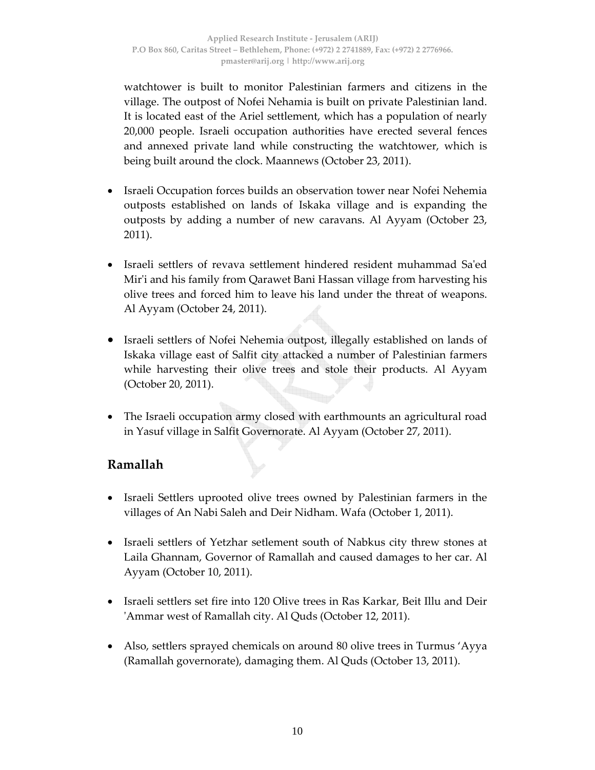watchtower is built to monitor Palestinian farmers and citizens in the village. The outpost of Nofei Nehamia is built on private Palestinian land. It is located east of the Ariel settlement, which has a population of nearly 20,000 people. Israeli occupation authorities have erected several fences and annexed private land while constructing the watchtower, which is being built around the clock. Maannews (October 23, 2011).

- Israeli Occupation forces builds an observation tower near Nofei Nehemia outposts established on lands of Iskaka village and is expanding the outposts by adding a number of new caravans. Al Ayyam (October 23, 2011).
- Israeli settlers of revava settlement hindered resident muhammad Sa'ed Mir'i and his family from Qarawet Bani Hassan village from harvesting his olive trees and forced him to leave his land under the threat of weapons. Al Ayyam (October 24, 2011).
- Israeli settlers of Nofei Nehemia outpost, illegally established on lands of Iskaka village east of Salfit city attacked a number of Palestinian farmers while harvesting their olive trees and stole their products. Al Ayyam (October 20, 2011).
- The Israeli occupation army closed with earthmounts an agricultural road in Yasuf village in Salfit Governorate. Al Ayyam (October 27, 2011).

## Ramallah

- Israeli Settlers uprooted olive trees owned by Palestinian farmers in the villages of An Nabi Saleh and Deir Nidham. Wafa (October 1, 2011).
- Israeli settlers of Yetzhar setlement south of Nabkus city threw stones at Laila Ghannam, Governor of Ramallah and caused damages to her car. Al Ayyam (October 10, 2011).
- Israeli settlers set fire into 120 Olive trees in Ras Karkar, Beit Illu and Deir 'Ammar west of Ramallah city. Al Quds (October 12, 2011).
- Also, settlers sprayed chemicals on around 80 olive trees in Turmus 'Ayya (Ramallah governorate), damaging them. Al Quds (October 13, 2011).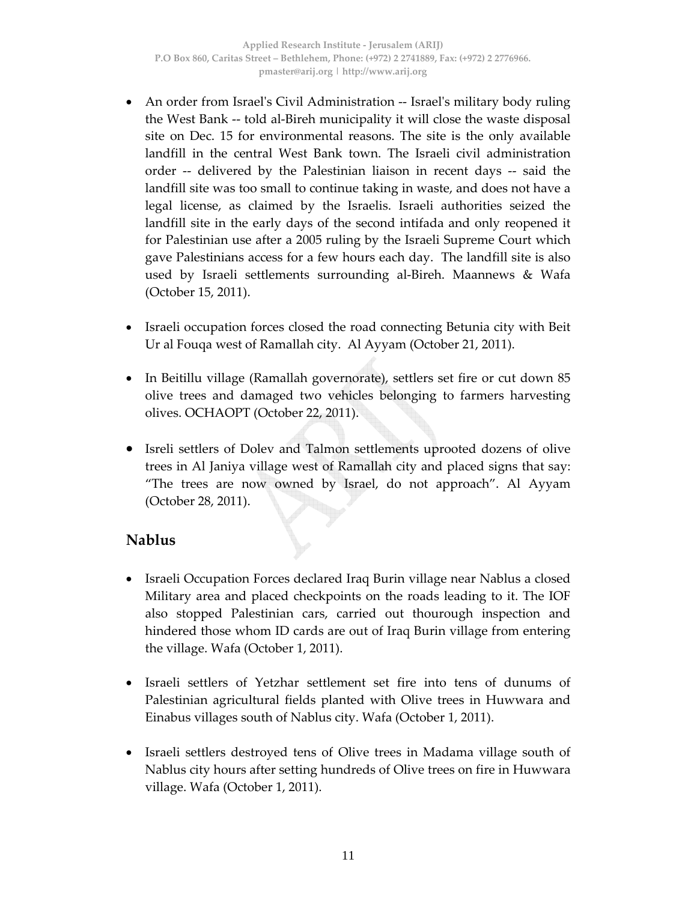- An order from Israel's Civil Administration -- Israel's military body ruling the West Bank -- told al-Bireh municipality it will close the waste disposal site on Dec. 15 for environmental reasons. The site is the only available landfill in the central West Bank town. The Israeli civil administration order -- delivered by the Palestinian liaison in recent days -- said the landfill site was too small to continue taking in waste, and does not have a legal license, as claimed by the Israelis. Israeli authorities seized the landfill site in the early days of the second intifada and only reopened it for Palestinian use after a 2005 ruling by the Israeli Supreme Court which gave Palestinians access for a few hours each day. The landfill site is also used by Israeli settlements surrounding al-Bireh. Maannews & Wafa (October 15, 2011).

- Israeli occupation forces closed the road connecting Betunia city with Beit Ur al Fouqa west of Ramallah city. Al Ayyam (October 21, 2011).

- In Beitillu village (Ramallah governorate), settlers set fire or cut down 85 olive trees and damaged two vehicles belonging to farmers harvesting olives. OCHAOPT (October 22, 2011).

- Isreli settlers of Dolev and Talmon settlements uprooted dozens of olive trees in Al Janiya village west of Ramallah city and placed signs that say: "The trees are now owned by Israel, do not approach". Al Ayyam (October 28, 2011).

## Nablus

- Israeli Occupation Forces declared Iraq Burin village near Nablus a closed Military area and placed checkpoints on the roads leading to it. The IOF also stopped Palestinian cars, carried out thourough inspection and hindered those whom ID cards are out of Iraq Burin village from entering the village. Wafa (October 1, 2011).

- Israeli settlers of Yetzhar settlement set fire into tens of dunums of Palestinian agricultural fields planted with Olive trees in Huwwara and Einabus villages south of Nablus city. Wafa (October 1, 2011).

- Israeli settlers destroyed tens of Olive trees in Madama village south of Nablus city hours after setting hundreds of Olive trees on fire in Huwwara village. Wafa (October 1, 2011).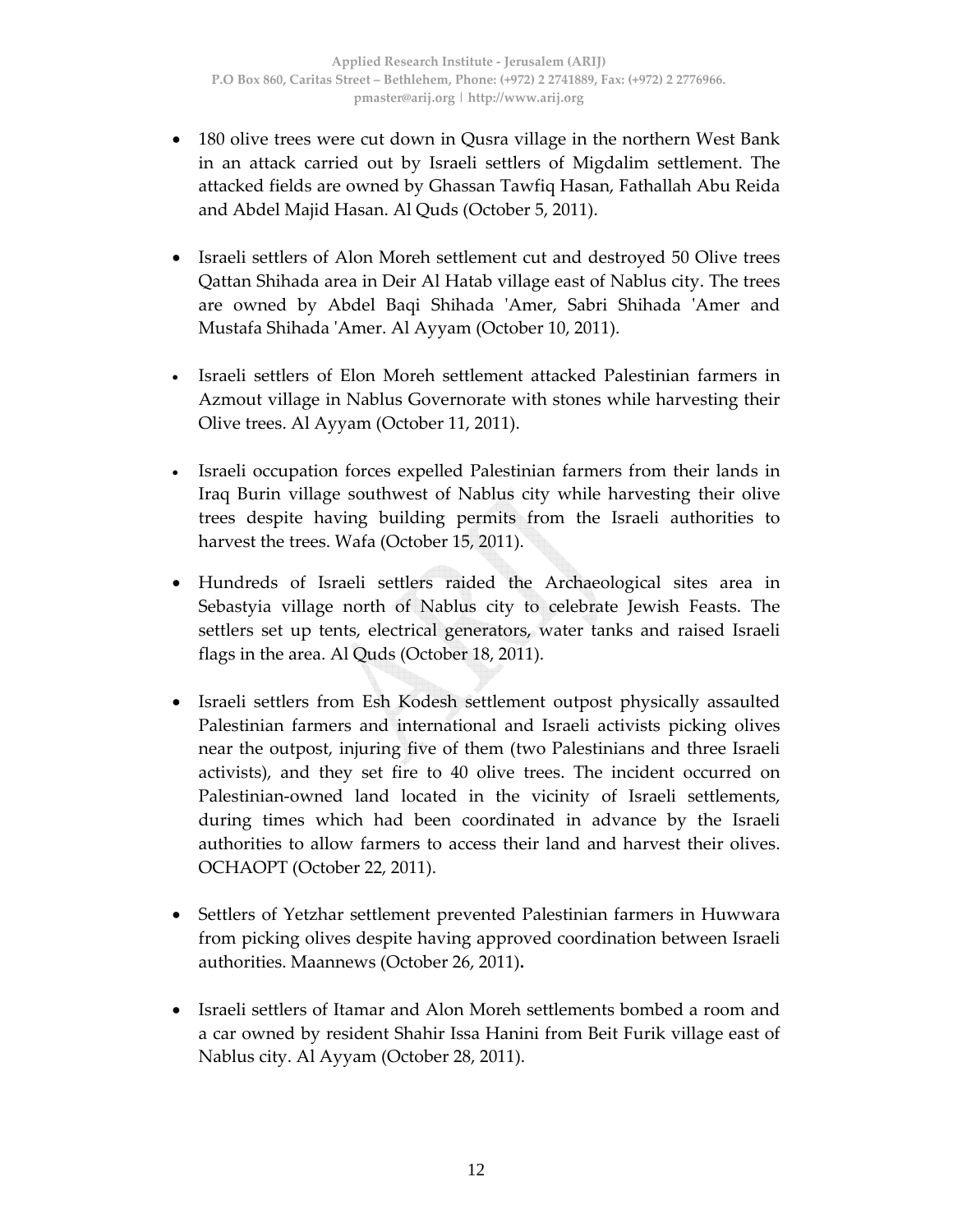- 180 olive trees were cut down in Qusra village in the northern West Bank in an attack carried out by Israeli settlers of Migdalim settlement. The attacked fields are owned by Ghassan Tawfiq Hasan, Fathallah Abu Reida and Abdel Majid Hasan. Al Quds (October 5, 2011).

- Israeli settlers of Alon Moreh settlement cut and destroyed 50 Olive trees Qattan Shihada area in Deir Al Hatab village east of Nablus city. The trees are owned by Abdel Baqi Shihada 'Amer, Sabri Shihada 'Amer and Mustafa Shihada 'Amer. Al Ayyam (October 10, 2011).

- Israeli settlers of Elon Moreh settlement attacked Palestinian farmers in Azmout village in Nablus Governorate with stones while harvesting their Olive trees. Al Ayyam (October 11, 2011).

- Israeli occupation forces expelled Palestinian farmers from their lands in Iraq Burin village southwest of Nablus city while harvesting their olive trees despite having building permits from the Israeli authorities to harvest the trees. Wafa (October 15, 2011).

- Hundreds of Israeli settlers raided the Archaeological sites area in Sebastyia village north of Nablus city to celebrate Jewish Feasts. The settlers set up tents, electrical generators, water tanks and raised Israeli flags in the area. Al Quds (October 18, 2011).

- Israeli settlers from Esh Kodesh settlement outpost physically assaulted Palestinian farmers and international and Israeli activists picking olives near the outpost, injuring five of them (two Palestinians and three Israeli activists), and they set fire to 40 olive trees. The incident occurred on Palestinian-owned land located in the vicinity of Israeli settlements, during times which had been coordinated in advance by the Israeli authorities to allow farmers to access their land and harvest their olives. OCHAOPT (October 22, 2011).

- Settlers of Yetzhar settlement prevented Palestinian farmers in Huwwara from picking olives despite having approved coordination between Israeli authorities. Maannews (October 26, 2011).

- Israeli settlers of Itamar and Alon Moreh settlements bombed a room and a car owned by resident Shahir Issa Hanini from Beit Furik village east of Nablus city. Al Ayyam (October 28, 2011).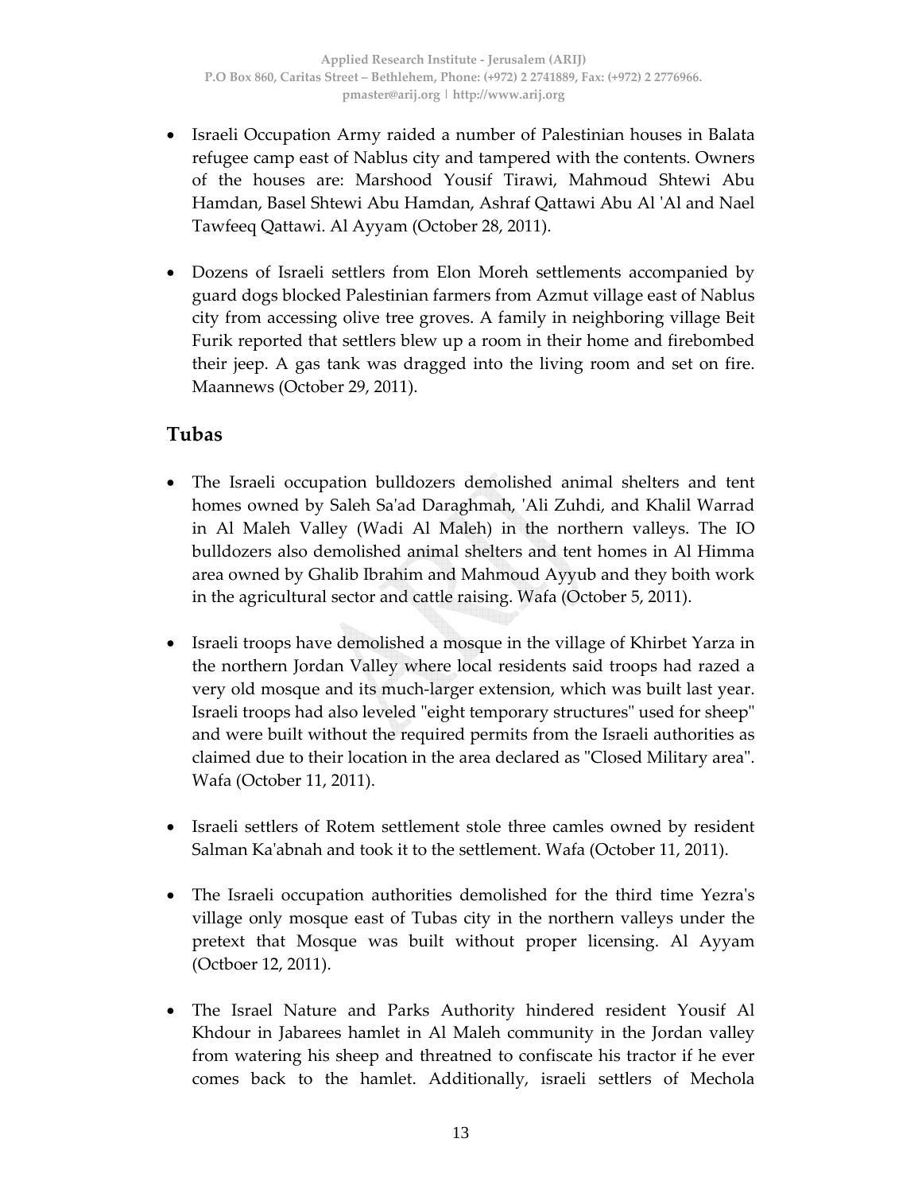- Israeli Occupation Army raided a number of Palestinian houses in Balata refugee camp east of Nablus city and tampered with the contents. Owners of the houses are: Marshood Yousif Tirawi, Mahmoud Shtewi Abu Hamdan, Basel Shtewi Abu Hamdan, Ashraf Qattawi Abu Al 'Al and Nael Tawfeeq Qattawi. Al Ayyam (October 28, 2011).

- Dozens of Israeli settlers from Elon Moreh settlements accompanied by guard dogs blocked Palestinian farmers from Azmut village east of Nablus city from accessing olive tree groves. A family in neighboring village Beit Furik reported that settlers blew up a room in their home and firebombed their jeep. A gas tank was dragged into the living room and set on fire. Maannews (October 29, 2011).

## Tubas

- The Israeli occupation bulldozers demolished animal shelters and tent homes owned by Saleh Sa'ad Daraghmah, 'Ali Zuhdi, and Khalil Warrad in Al Maleh Valley (Wadi Al Maleh) in the northern valleys. The IO bulldozers also demolished animal shelters and tent homes in Al Himma area owned by Ghalib Ibrahim and Mahmoud Ayyub and they boith work in the agricultural sector and cattle raising. Wafa (October 5, 2011).

- Israeli troops have demolished a mosque in the village of Khirbet Yarza in the northern Jordan Valley where local residents said troops had razed a very old mosque and its much-larger extension, which was built last year. Israeli troops had also leveled "eight temporary structures" used for sheep" and were built without the required permits from the Israeli authorities as claimed due to their location in the area declared as "Closed Military area". Wafa (October 11, 2011).

- Israeli settlers of Rotem settlement stole three camles owned by resident Salman Ka'abnah and took it to the settlement. Wafa (October 11, 2011).

- The Israeli occupation authorities demolished for the third time Yezra's village only mosque east of Tubas city in the northern valleys under the pretext that Mosque was built without proper licensing. Al Ayyam (Octboer 12, 2011).

- The Israel Nature and Parks Authority hindered resident Yousif Al Khdour in Jabarees hamlet in Al Maleh community in the Jordan valley from watering his sheep and threatned to confiscate his tractor if he ever comes back to the hamlet. Additionally, israeli settlers of Mechola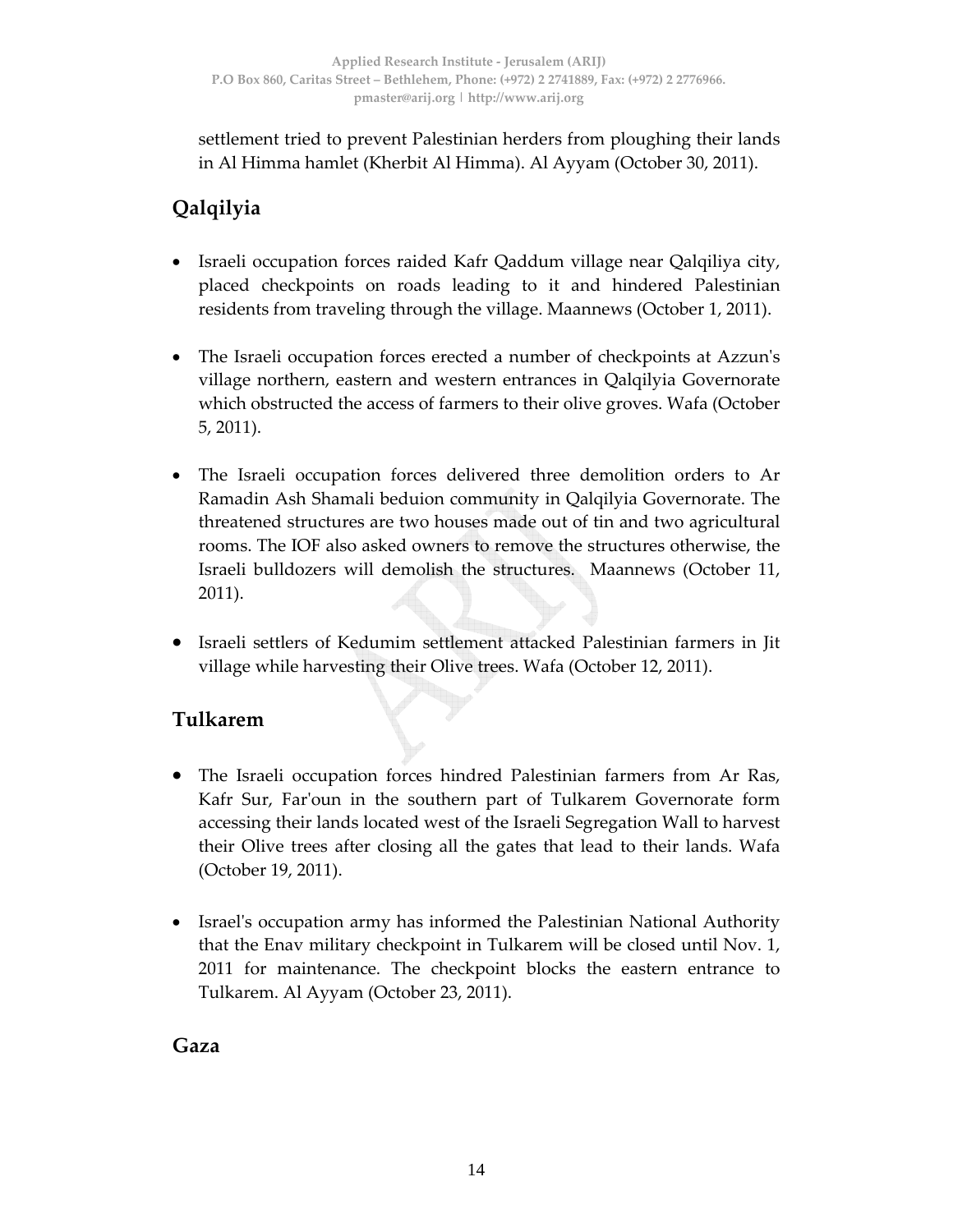settlement tried to prevent Palestinian herders from ploughing their lands in Al Himma hamlet (Kherbit Al Himma). Al Ayyam (October 30, 2011).

## Qalqilyia

- Israeli occupation forces raided Kafr Qaddum village near Qalqiliya city, placed checkpoints on roads leading to it and hindered Palestinian residents from traveling through the village. Maannews (October 1, 2011).
- The Israeli occupation forces erected a number of checkpoints at Azzun's village northern, eastern and western entrances in Qalqilyia Governorate which obstructed the access of farmers to their olive groves. Wafa (October 5, 2011).
- The Israeli occupation forces delivered three demolition orders to Ar Ramadin Ash Shamali beduion community in Qalqilyia Governorate. The threatened structures are two houses made out of tin and two agricultural rooms. The IOF also asked owners to remove the structures otherwise, the Israeli bulldozers will demolish the structures. Maannews (October 11, 2011).
- Israeli settlers of Kedumim settlement attacked Palestinian farmers in Jit village while harvesting their Olive trees. Wafa (October 12, 2011).

## Tulkarem

- The Israeli occupation forces hindred Palestinian farmers from Ar Ras, Kafr Sur, Far'oun in the southern part of Tulkarem Governorate form accessing their lands located west of the Israeli Segregation Wall to harvest their Olive trees after closing all the gates that lead to their lands. Wafa (October 19, 2011).
- Israel's occupation army has informed the Palestinian National Authority that the Enav military checkpoint in Tulkarem will be closed until Nov. 1, 2011 for maintenance. The checkpoint blocks the eastern entrance to Tulkarem. Al Ayyam (October 23, 2011).

## Gaza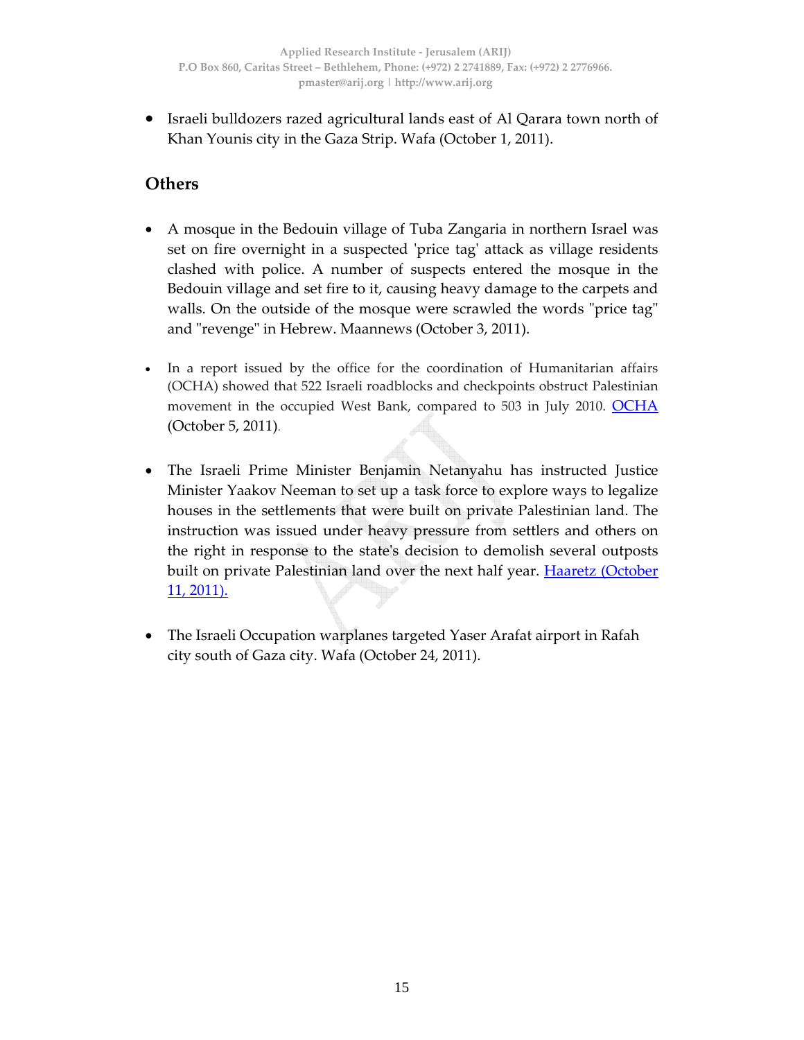- Israeli bulldozers razed agricultural lands east of Al Qarara town north of Khan Younis city in the Gaza Strip. Wafa (October 1, 2011).

## Others

- A mosque in the Bedouin village of Tuba Zangaria in northern Israel was set on fire overnight in a suspected 'price tag' attack as village residents clashed with police. A number of suspects entered the mosque in the Bedouin village and set fire to it, causing heavy damage to the carpets and walls. On the outside of the mosque were scrawled the words "price tag" and "revenge" in Hebrew. Maannews (October 3, 2011).

- In a report issued by the office for the coordination of Humanitarian affairs (OCHA) showed that 522 Israeli roadblocks and checkpoints obstruct Palestinian movement in the occupied West Bank, compared to 503 in July 2010. OCHA (October 5, 2011).

- The Israeli Prime Minister Benjamin Netanyahu has instructed Justice Minister Yaakov Neeman to set up a task force to explore ways to legalize houses in the settlements that were built on private Palestinian land. The instruction was issued under heavy pressure from settlers and others on the right in response to the state's decision to demolish several outposts built on private Palestinian land over the next half year. Haaretz (October 11, 2011).

- The Israeli Occupation warplanes targeted Yaser Arafat airport in Rafah city south of Gaza city. Wafa (October 24, 2011).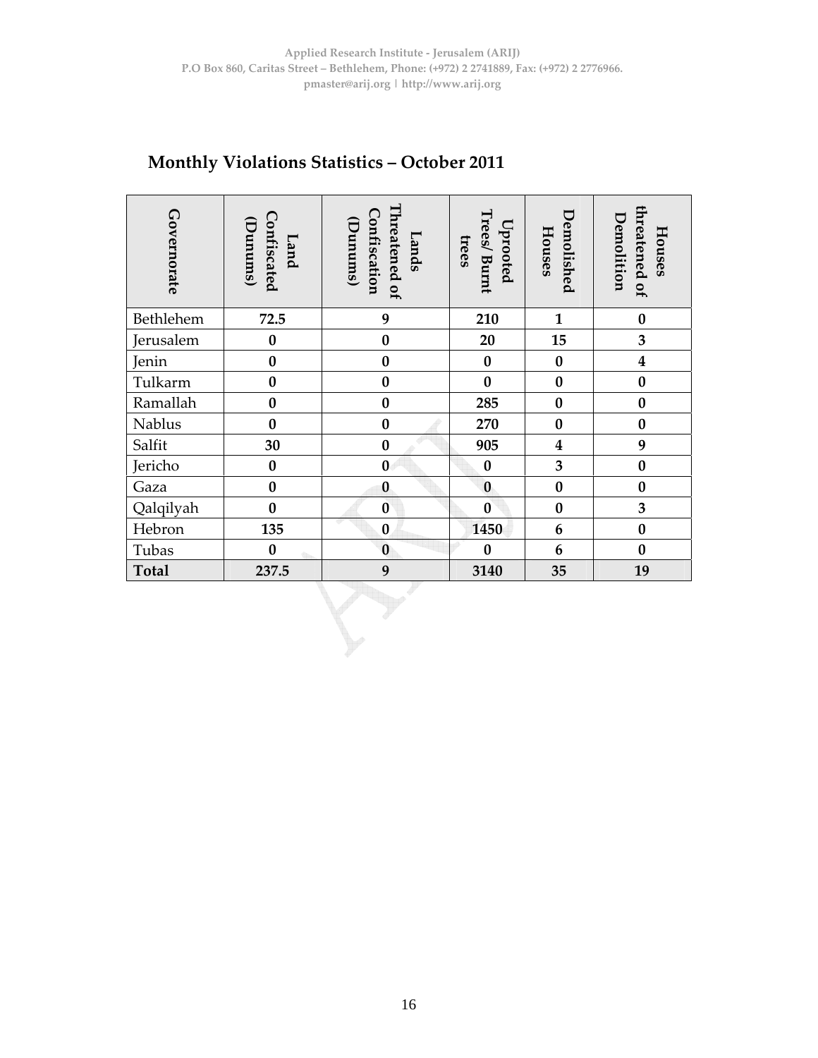## Monthly Violations Statistics – October 2011

| Governorate | Land Confiscated (Dunums) | Lands Threatened of Confiscation (Dunums) | Uprooted Trees/ Burnt trees | Demolished Houses | Houses threatened of Demolition |
|---|---|---|---|---|---|
| Bethlehem | **72.5** | **9** | **210** | **1** | **0** |
| Jerusalem | **0** | **0** | **20** | **15** | **3** |
| Jenin | **0** | **0** | **0** | **0** | **4** |
| Tulkarm | **0** | **0** | **0** | **0** | **0** |
| Ramallah | **0** | **0** | **285** | **0** | **0** |
| Nablus | **0** | **0** | **270** | **0** | **0** |
| Salfit | **30** | **0** | **905** | **4** | **9** |
| Jericho | **0** | **0** | **0** | **3** | **0** |
| Gaza | **0** | **0** | **0** | **0** | **0** |
| Qalqilyah | **0** | **0** | **0** | **0** | **3** |
| Hebron | **135** | **0** | **1450** | **6** | **0** |
| Tubas | **0** | **0** | **0** | **6** | **0** |
| **Total** | **237.5** | **9** | **3140** | **35** | **19** |